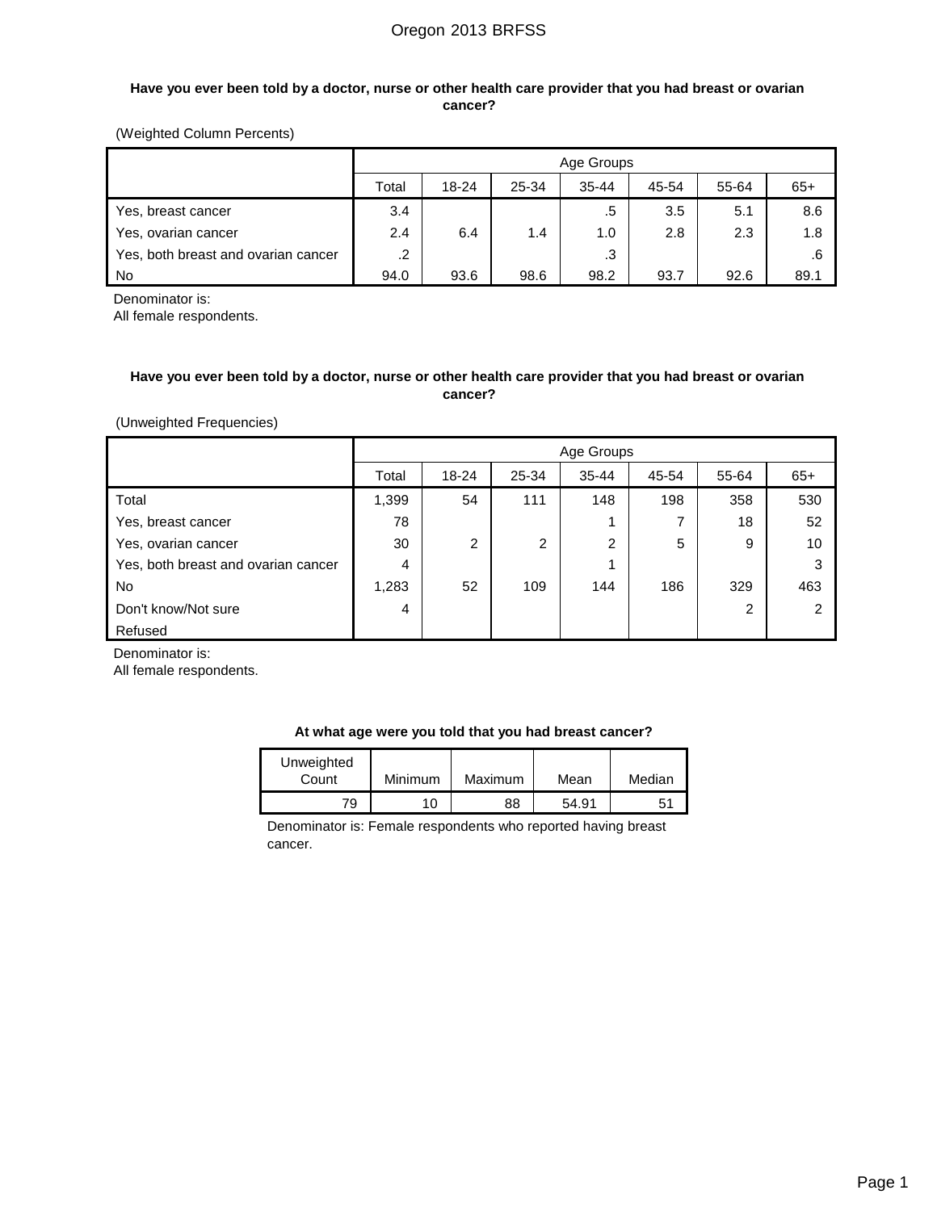# Oregon 2013 BRFSS

**Have you ever been told by a doctor, nurse or other health care provider that you had breast or ovarian cancer?**

(Weighted Column Percents)

| | Age Groups | | | | | | |
|---|---|---|---|---|---|---|---|
| | Total | 18-24 | 25-34 | 35-44 | 45-54 | 55-64 | 65+ |
| Yes, breast cancer | 3.4 | | | .5 | 3.5 | 5.1 | 8.6 |
| Yes, ovarian cancer | 2.4 | 6.4 | 1.4 | 1.0 | 2.8 | 2.3 | 1.8 |
| Yes, both breast and ovarian cancer | .2 | | | .3 | | | .6 |
| No | 94.0 | 93.6 | 98.6 | 98.2 | 93.7 | 92.6 | 89.1 |

Denominator is:
All female respondents.

**Have you ever been told by a doctor, nurse or other health care provider that you had breast or ovarian cancer?**

(Unweighted Frequencies)

| | Age Groups | | | | | | |
|---|---|---|---|---|---|---|---|
| | Total | 18-24 | 25-34 | 35-44 | 45-54 | 55-64 | 65+ |
| Total | 1,399 | 54 | 111 | 148 | 198 | 358 | 530 |
| Yes, breast cancer | 78 | | | 1 | 7 | 18 | 52 |
| Yes, ovarian cancer | 30 | 2 | 2 | 2 | 5 | 9 | 10 |
| Yes, both breast and ovarian cancer | 4 | | | 1 | | | 3 |
| No | 1,283 | 52 | 109 | 144 | 186 | 329 | 463 |
| Don't know/Not sure | 4 | | | | | 2 | 2 |
| Refused | | | | | | | |

Denominator is:
All female respondents.

**At what age were you told that you had breast cancer?**

| Unweighted Count | Minimum | Maximum | Mean | Median |
|---|---|---|---|---|
| 79 | 10 | 88 | 54.91 | 51 |

Denominator is: Female respondents who reported having breast cancer.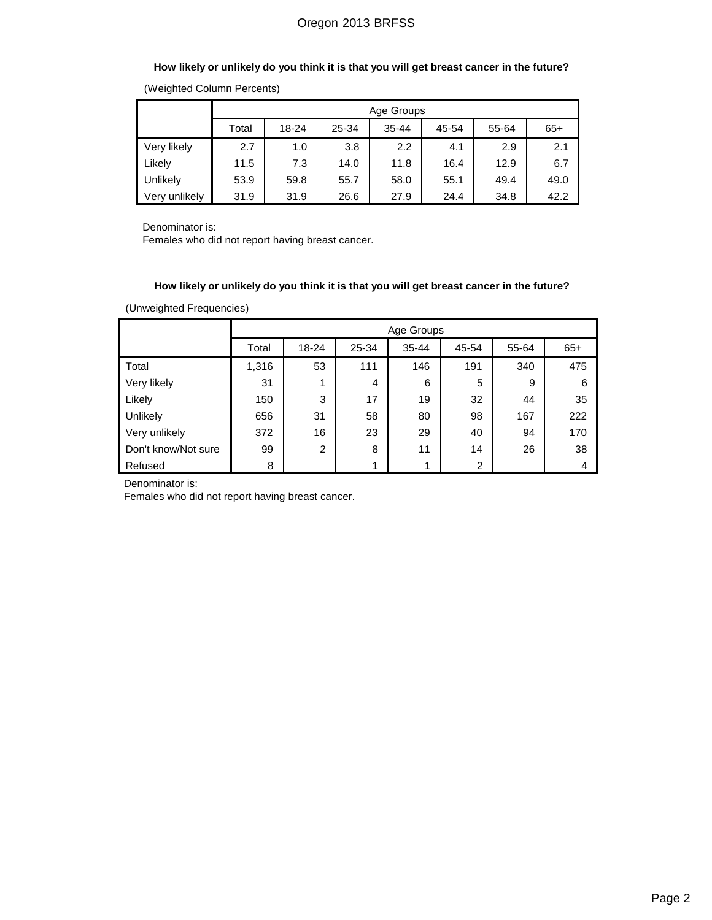**How likely or unlikely do you think it is that you will get breast cancer in the future?**

(Weighted Column Percents)

| | Age Groups | | | | | | |
|---|---|---|---|---|---|---|---|
| | Total | 18-24 | 25-34 | 35-44 | 45-54 | 55-64 | 65+ |
| Very likely | 2.7 | 1.0 | 3.8 | 2.2 | 4.1 | 2.9 | 2.1 |
| Likely | 11.5 | 7.3 | 14.0 | 11.8 | 16.4 | 12.9 | 6.7 |
| Unlikely | 53.9 | 59.8 | 55.7 | 58.0 | 55.1 | 49.4 | 49.0 |
| Very unlikely | 31.9 | 31.9 | 26.6 | 27.9 | 24.4 | 34.8 | 42.2 |

Denominator is:
Females who did not report having breast cancer.

**How likely or unlikely do you think it is that you will get breast cancer in the future?**

(Unweighted Frequencies)

| | Age Groups | | | | | | |
|---|---|---|---|---|---|---|---|
| | Total | 18-24 | 25-34 | 35-44 | 45-54 | 55-64 | 65+ |
| Total | 1,316 | 53 | 111 | 146 | 191 | 340 | 475 |
| Very likely | 31 | 1 | 4 | 6 | 5 | 9 | 6 |
| Likely | 150 | 3 | 17 | 19 | 32 | 44 | 35 |
| Unlikely | 656 | 31 | 58 | 80 | 98 | 167 | 222 |
| Very unlikely | 372 | 16 | 23 | 29 | 40 | 94 | 170 |
| Don't know/Not sure | 99 | 2 | 8 | 11 | 14 | 26 | 38 |
| Refused | 8 | | 1 | 1 | 2 | | 4 |

Denominator is:
Females who did not report having breast cancer.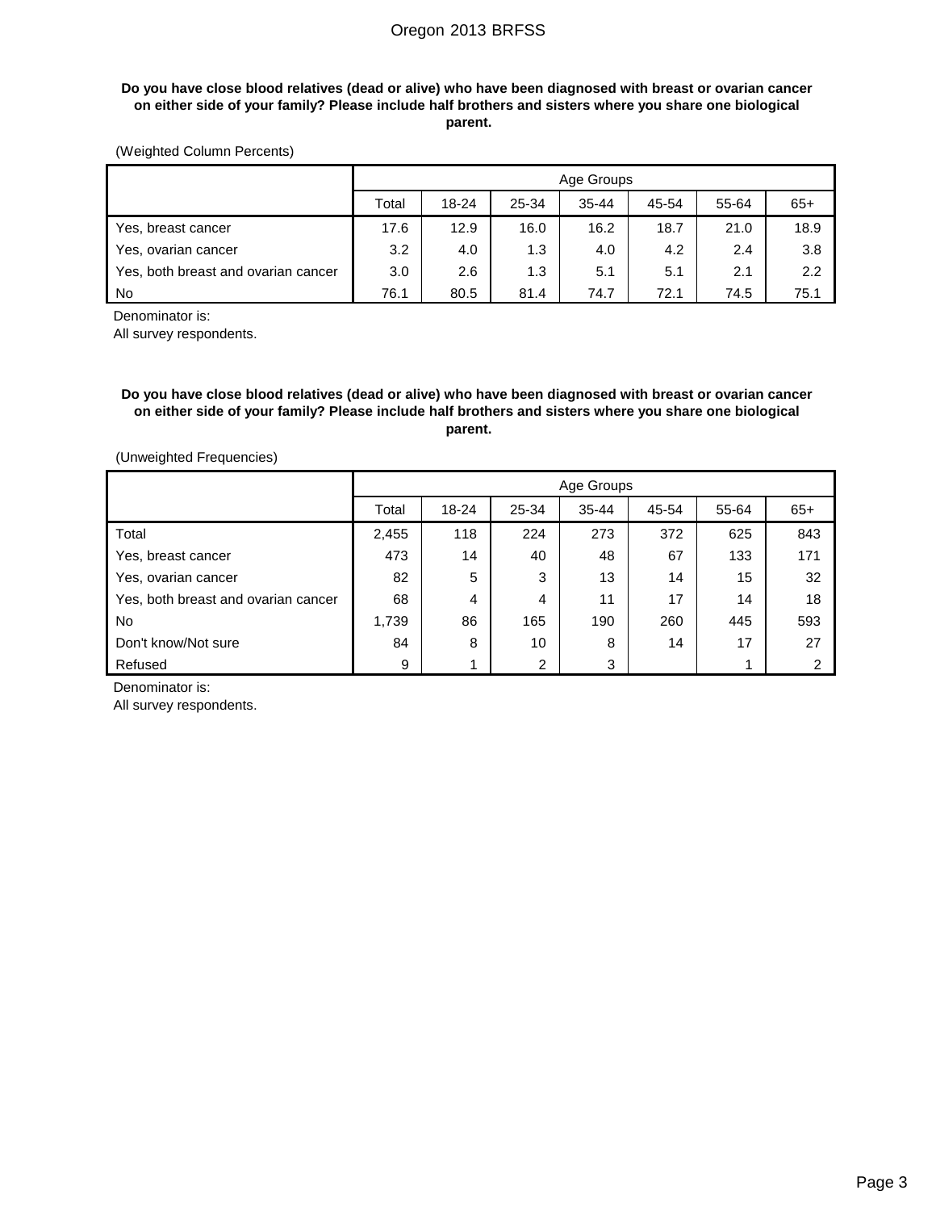**Do you have close blood relatives (dead or alive) who have been diagnosed with breast or ovarian cancer on either side of your family? Please include half brothers and sisters where you share one biological parent.**

(Weighted Column Percents)

| | Age Groups | | | | | | |
|---|---|---|---|---|---|---|---|
| | Total | 18-24 | 25-34 | 35-44 | 45-54 | 55-64 | 65+ |
| Yes, breast cancer | 17.6 | 12.9 | 16.0 | 16.2 | 18.7 | 21.0 | 18.9 |
| Yes, ovarian cancer | 3.2 | 4.0 | 1.3 | 4.0 | 4.2 | 2.4 | 3.8 |
| Yes, both breast and ovarian cancer | 3.0 | 2.6 | 1.3 | 5.1 | 5.1 | 2.1 | 2.2 |
| No | 76.1 | 80.5 | 81.4 | 74.7 | 72.1 | 74.5 | 75.1 |

Denominator is:
All survey respondents.

**Do you have close blood relatives (dead or alive) who have been diagnosed with breast or ovarian cancer on either side of your family? Please include half brothers and sisters where you share one biological parent.**

(Unweighted Frequencies)

| | Age Groups | | | | | | |
|---|---|---|---|---|---|---|---|
| | Total | 18-24 | 25-34 | 35-44 | 45-54 | 55-64 | 65+ |
| Total | 2,455 | 118 | 224 | 273 | 372 | 625 | 843 |
| Yes, breast cancer | 473 | 14 | 40 | 48 | 67 | 133 | 171 |
| Yes, ovarian cancer | 82 | 5 | 3 | 13 | 14 | 15 | 32 |
| Yes, both breast and ovarian cancer | 68 | 4 | 4 | 11 | 17 | 14 | 18 |
| No | 1,739 | 86 | 165 | 190 | 260 | 445 | 593 |
| Don't know/Not sure | 84 | 8 | 10 | 8 | 14 | 17 | 27 |
| Refused | 9 | 1 | 2 | 3 | | 1 | 2 |

Denominator is:
All survey respondents.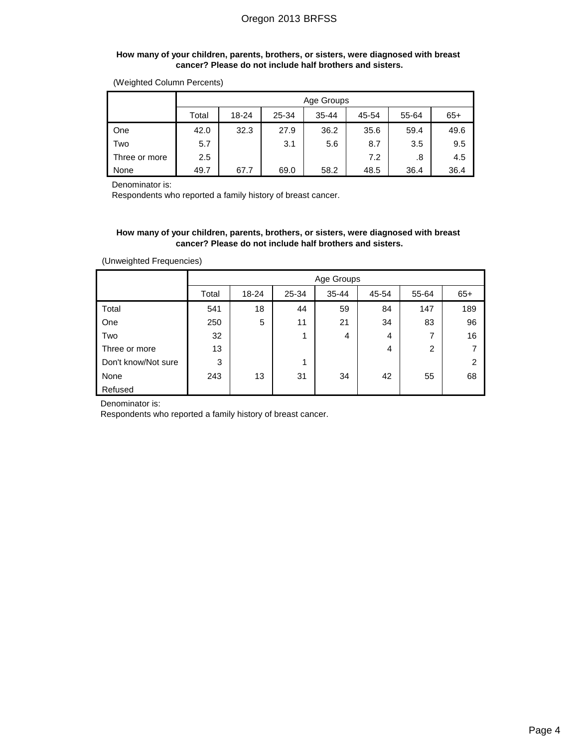**How many of your children, parents, brothers, or sisters, were diagnosed with breast cancer? Please do not include half brothers and sisters.**

(Weighted Column Percents)

| | Age Groups | | | | | | |
|---|---|---|---|---|---|---|---|
| | Total | 18-24 | 25-34 | 35-44 | 45-54 | 55-64 | 65+ |
| One | 42.0 | 32.3 | 27.9 | 36.2 | 35.6 | 59.4 | 49.6 |
| Two | 5.7 | | 3.1 | 5.6 | 8.7 | 3.5 | 9.5 |
| Three or more | 2.5 | | | | 7.2 | .8 | 4.5 |
| None | 49.7 | 67.7 | 69.0 | 58.2 | 48.5 | 36.4 | 36.4 |

Denominator is:
Respondents who reported a family history of breast cancer.

**How many of your children, parents, brothers, or sisters, were diagnosed with breast cancer? Please do not include half brothers and sisters.**

(Unweighted Frequencies)

| | Age Groups | | | | | | |
|---|---|---|---|---|---|---|---|
| | Total | 18-24 | 25-34 | 35-44 | 45-54 | 55-64 | 65+ |
| Total | 541 | 18 | 44 | 59 | 84 | 147 | 189 |
| One | 250 | 5 | 11 | 21 | 34 | 83 | 96 |
| Two | 32 | | 1 | 4 | 4 | 7 | 16 |
| Three or more | 13 | | | | 4 | 2 | 7 |
| Don't know/Not sure | 3 | | 1 | | | | 2 |
| None | 243 | 13 | 31 | 34 | 42 | 55 | 68 |
| Refused | | | | | | | |

Denominator is:
Respondents who reported a family history of breast cancer.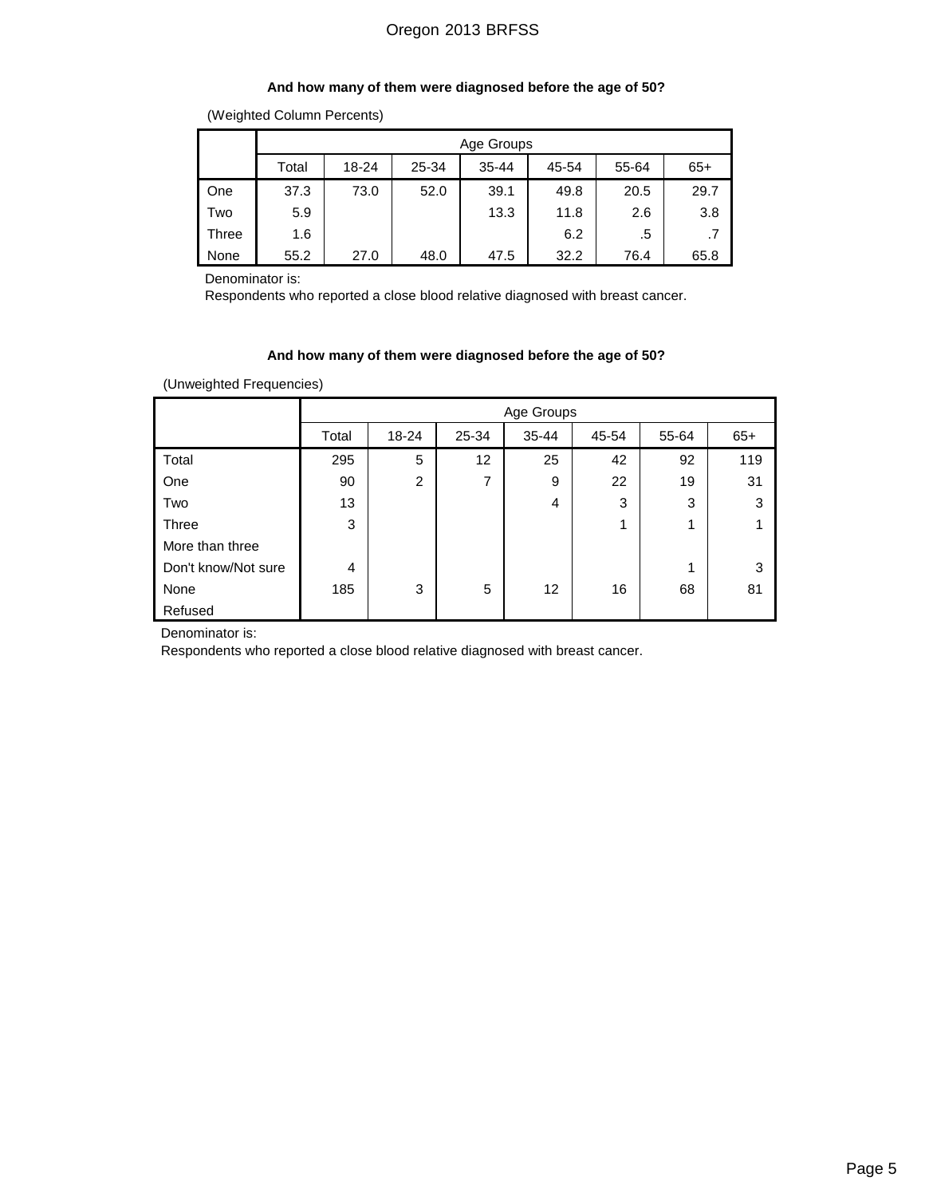### And how many of them were diagnosed before the age of 50?

(Weighted Column Percents)

| | Age Groups | | | | | | |
|---|---|---|---|---|---|---|---|
| | Total | 18-24 | 25-34 | 35-44 | 45-54 | 55-64 | 65+ |
| One | 37.3 | 73.0 | 52.0 | 39.1 | 49.8 | 20.5 | 29.7 |
| Two | 5.9 | | | 13.3 | 11.8 | 2.6 | 3.8 |
| Three | 1.6 | | | | 6.2 | .5 | .7 |
| None | 55.2 | 27.0 | 48.0 | 47.5 | 32.2 | 76.4 | 65.8 |

Denominator is:
Respondents who reported a close blood relative diagnosed with breast cancer.

### And how many of them were diagnosed before the age of 50?

(Unweighted Frequencies)

| | Age Groups | | | | | | |
|---|---|---|---|---|---|---|---|
| | Total | 18-24 | 25-34 | 35-44 | 45-54 | 55-64 | 65+ |
| Total | 295 | 5 | 12 | 25 | 42 | 92 | 119 |
| One | 90 | 2 | 7 | 9 | 22 | 19 | 31 |
| Two | 13 | | | 4 | 3 | 3 | 3 |
| Three | 3 | | | | 1 | 1 | 1 |
| More than three | | | | | | | |
| Don't know/Not sure | 4 | | | | | 1 | 3 |
| None | 185 | 3 | 5 | 12 | 16 | 68 | 81 |
| Refused | | | | | | | |

Denominator is:
Respondents who reported a close blood relative diagnosed with breast cancer.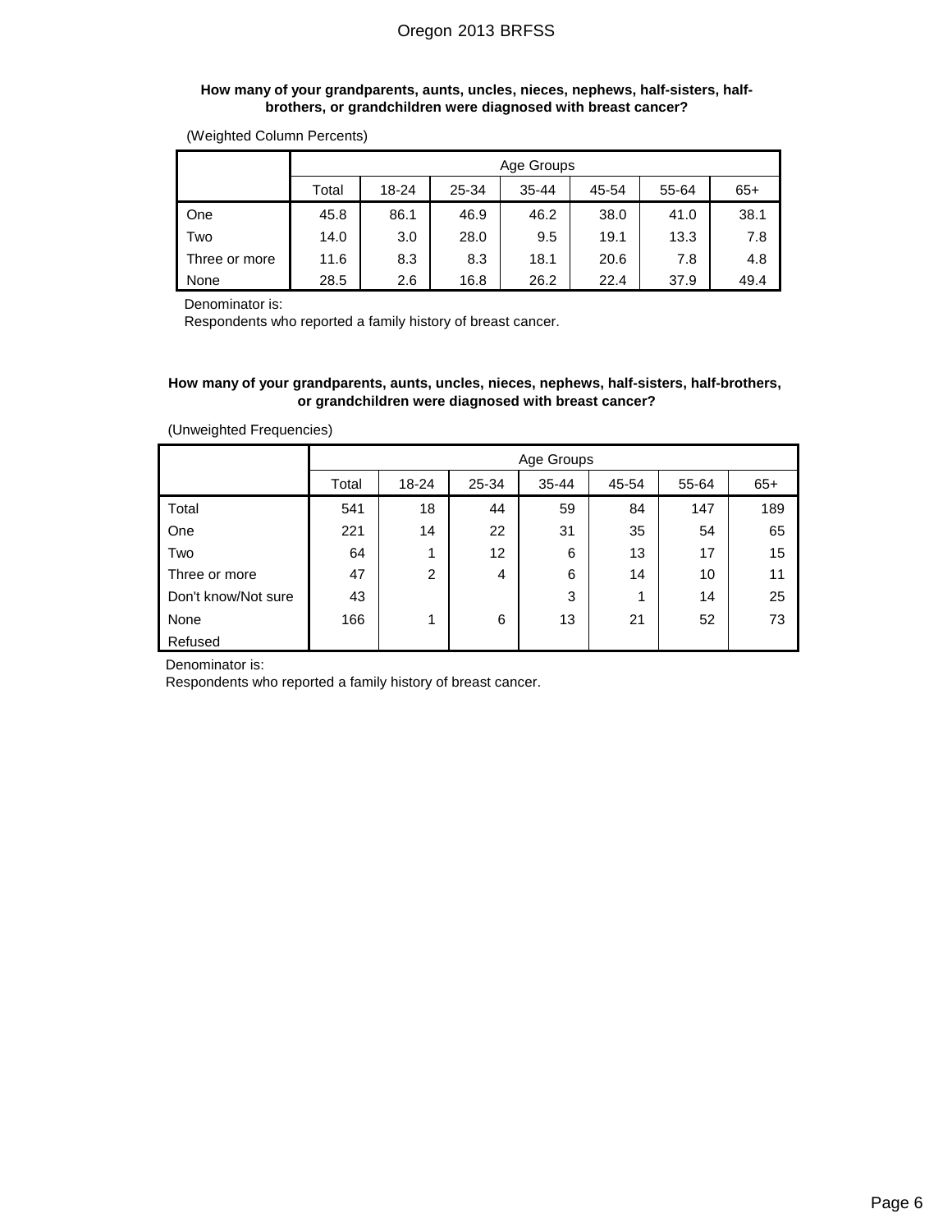**How many of your grandparents, aunts, uncles, nieces, nephews, half-sisters, half-brothers, or grandchildren were diagnosed with breast cancer?**

(Weighted Column Percents)

| | Age Groups | | | | | | |
|---|---|---|---|---|---|---|---|
| | Total | 18-24 | 25-34 | 35-44 | 45-54 | 55-64 | 65+ |
| One | 45.8 | 86.1 | 46.9 | 46.2 | 38.0 | 41.0 | 38.1 |
| Two | 14.0 | 3.0 | 28.0 | 9.5 | 19.1 | 13.3 | 7.8 |
| Three or more | 11.6 | 8.3 | 8.3 | 18.1 | 20.6 | 7.8 | 4.8 |
| None | 28.5 | 2.6 | 16.8 | 26.2 | 22.4 | 37.9 | 49.4 |

Denominator is:
Respondents who reported a family history of breast cancer.

**How many of your grandparents, aunts, uncles, nieces, nephews, half-sisters, half-brothers, or grandchildren were diagnosed with breast cancer?**

(Unweighted Frequencies)

| | Age Groups | | | | | | |
|---|---|---|---|---|---|---|---|
| | Total | 18-24 | 25-34 | 35-44 | 45-54 | 55-64 | 65+ |
| Total | 541 | 18 | 44 | 59 | 84 | 147 | 189 |
| One | 221 | 14 | 22 | 31 | 35 | 54 | 65 |
| Two | 64 | 1 | 12 | 6 | 13 | 17 | 15 |
| Three or more | 47 | 2 | 4 | 6 | 14 | 10 | 11 |
| Don't know/Not sure | 43 | | | 3 | 1 | 14 | 25 |
| None | 166 | 1 | 6 | 13 | 21 | 52 | 73 |
| Refused | | | | | | | |

Denominator is:
Respondents who reported a family history of breast cancer.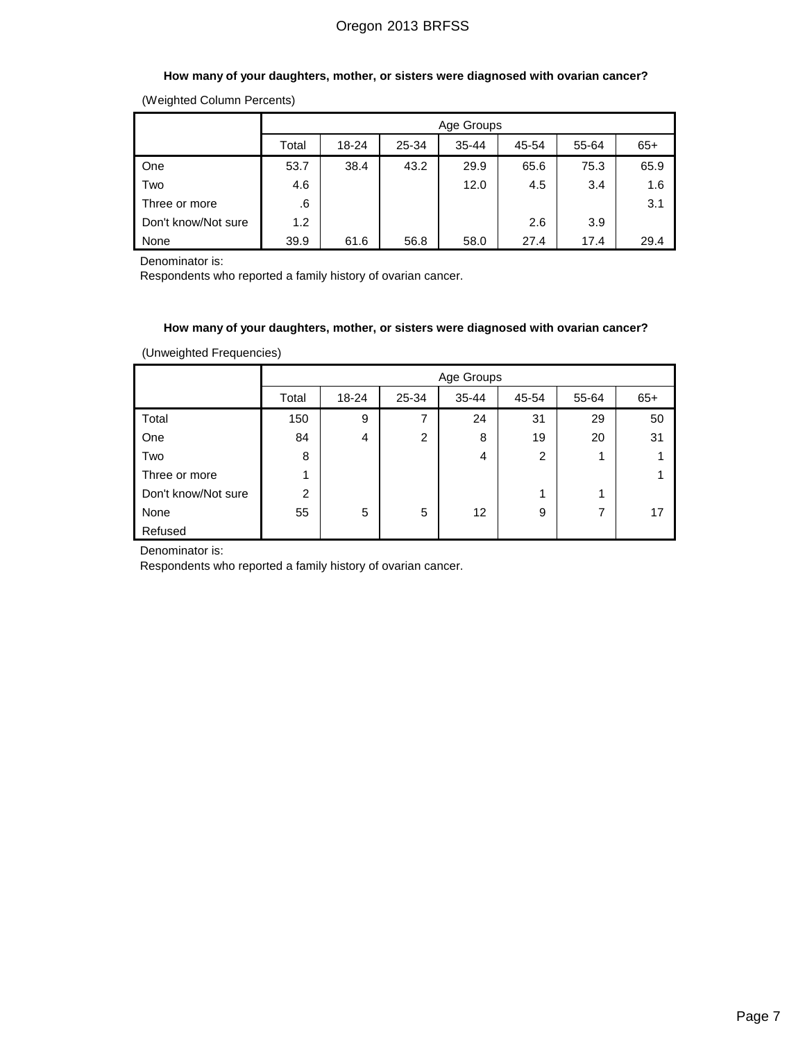### How many of your daughters, mother, or sisters were diagnosed with ovarian cancer?

(Weighted Column Percents)

| | Age Groups | | | | | | |
|---|---|---|---|---|---|---|---|
| | Total | 18-24 | 25-34 | 35-44 | 45-54 | 55-64 | 65+ |
| One | 53.7 | 38.4 | 43.2 | 29.9 | 65.6 | 75.3 | 65.9 |
| Two | 4.6 | | | 12.0 | 4.5 | 3.4 | 1.6 |
| Three or more | .6 | | | | | | 3.1 |
| Don't know/Not sure | 1.2 | | | | 2.6 | 3.9 | |
| None | 39.9 | 61.6 | 56.8 | 58.0 | 27.4 | 17.4 | 29.4 |

Denominator is:
Respondents who reported a family history of ovarian cancer.

### How many of your daughters, mother, or sisters were diagnosed with ovarian cancer?

(Unweighted Frequencies)

| | Age Groups | | | | | | |
|---|---|---|---|---|---|---|---|
| | Total | 18-24 | 25-34 | 35-44 | 45-54 | 55-64 | 65+ |
| Total | 150 | 9 | 7 | 24 | 31 | 29 | 50 |
| One | 84 | 4 | 2 | 8 | 19 | 20 | 31 |
| Two | 8 | | | 4 | 2 | 1 | 1 |
| Three or more | 1 | | | | | | 1 |
| Don't know/Not sure | 2 | | | | 1 | 1 | |
| None | 55 | 5 | 5 | 12 | 9 | 7 | 17 |
| Refused | | | | | | | |

Denominator is:
Respondents who reported a family history of ovarian cancer.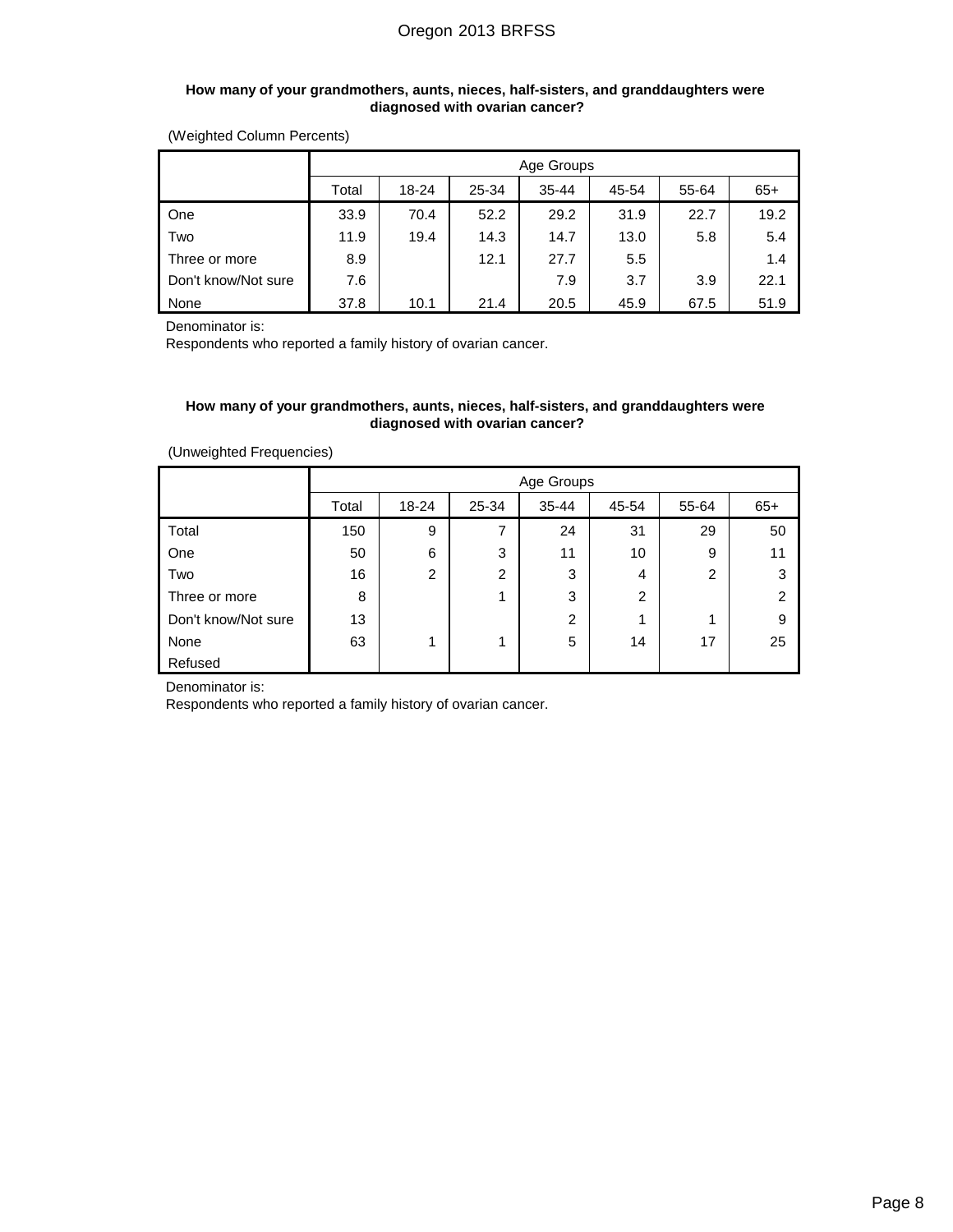**How many of your grandmothers, aunts, nieces, half-sisters, and granddaughters were diagnosed with ovarian cancer?**

(Weighted Column Percents)

| | Age Groups | | | | | | |
|---|---|---|---|---|---|---|---|
| | Total | 18-24 | 25-34 | 35-44 | 45-54 | 55-64 | 65+ |
| One | 33.9 | 70.4 | 52.2 | 29.2 | 31.9 | 22.7 | 19.2 |
| Two | 11.9 | 19.4 | 14.3 | 14.7 | 13.0 | 5.8 | 5.4 |
| Three or more | 8.9 | | 12.1 | 27.7 | 5.5 | | 1.4 |
| Don't know/Not sure | 7.6 | | | 7.9 | 3.7 | 3.9 | 22.1 |
| None | 37.8 | 10.1 | 21.4 | 20.5 | 45.9 | 67.5 | 51.9 |

Denominator is:
Respondents who reported a family history of ovarian cancer.

**How many of your grandmothers, aunts, nieces, half-sisters, and granddaughters were diagnosed with ovarian cancer?**

(Unweighted Frequencies)

| | Age Groups | | | | | | |
|---|---|---|---|---|---|---|---|
| | Total | 18-24 | 25-34 | 35-44 | 45-54 | 55-64 | 65+ |
| Total | 150 | 9 | 7 | 24 | 31 | 29 | 50 |
| One | 50 | 6 | 3 | 11 | 10 | 9 | 11 |
| Two | 16 | 2 | 2 | 3 | 4 | 2 | 3 |
| Three or more | 8 | | 1 | 3 | 2 | | 2 |
| Don't know/Not sure | 13 | | | 2 | 1 | 1 | 9 |
| None | 63 | 1 | 1 | 5 | 14 | 17 | 25 |
| Refused | | | | | | | |

Denominator is:
Respondents who reported a family history of ovarian cancer.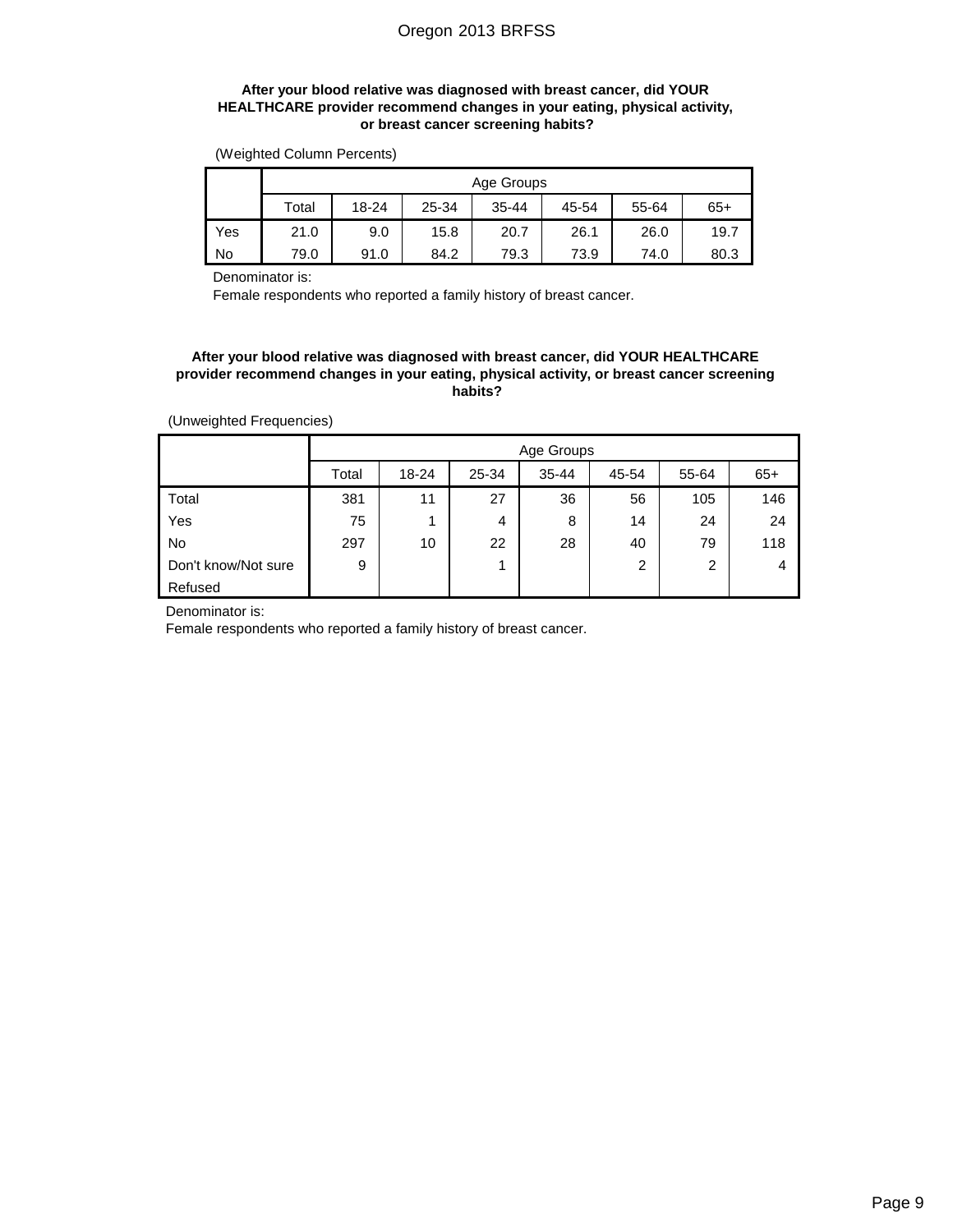**After your blood relative was diagnosed with breast cancer, did YOUR HEALTHCARE provider recommend changes in your eating, physical activity, or breast cancer screening habits?**

(Weighted Column Percents)

| | Age Groups | | | | | | |
|---|---|---|---|---|---|---|---|
| | Total | 18-24 | 25-34 | 35-44 | 45-54 | 55-64 | 65+ |
| Yes | 21.0 | 9.0 | 15.8 | 20.7 | 26.1 | 26.0 | 19.7 |
| No | 79.0 | 91.0 | 84.2 | 79.3 | 73.9 | 74.0 | 80.3 |

Denominator is:

Female respondents who reported a family history of breast cancer.

**After your blood relative was diagnosed with breast cancer, did YOUR HEALTHCARE provider recommend changes in your eating, physical activity, or breast cancer screening habits?**

(Unweighted Frequencies)

| | Age Groups | | | | | | |
|---|---|---|---|---|---|---|---|
| | Total | 18-24 | 25-34 | 35-44 | 45-54 | 55-64 | 65+ |
| Total | 381 | 11 | 27 | 36 | 56 | 105 | 146 |
| Yes | 75 | 1 | 4 | 8 | 14 | 24 | 24 |
| No | 297 | 10 | 22 | 28 | 40 | 79 | 118 |
| Don't know/Not sure | 9 | | 1 | | 2 | 2 | 4 |
| Refused | | | | | | | |

Denominator is:

Female respondents who reported a family history of breast cancer.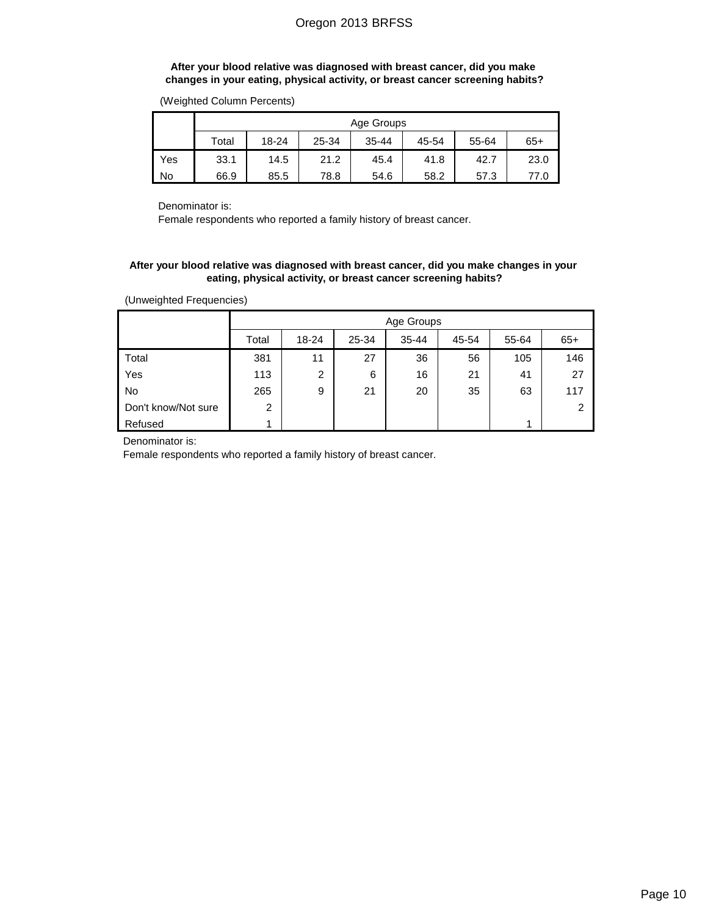**After your blood relative was diagnosed with breast cancer, did you make changes in your eating, physical activity, or breast cancer screening habits?**

(Weighted Column Percents)

| | Age Groups | | | | | | |
|---|---|---|---|---|---|---|---|
| | Total | 18-24 | 25-34 | 35-44 | 45-54 | 55-64 | 65+ |
| Yes | 33.1 | 14.5 | 21.2 | 45.4 | 41.8 | 42.7 | 23.0 |
| No | 66.9 | 85.5 | 78.8 | 54.6 | 58.2 | 57.3 | 77.0 |

Denominator is:
Female respondents who reported a family history of breast cancer.

**After your blood relative was diagnosed with breast cancer, did you make changes in your eating, physical activity, or breast cancer screening habits?**

(Unweighted Frequencies)

| | Age Groups | | | | | | |
|---|---|---|---|---|---|---|---|
| | Total | 18-24 | 25-34 | 35-44 | 45-54 | 55-64 | 65+ |
| Total | 381 | 11 | 27 | 36 | 56 | 105 | 146 |
| Yes | 113 | 2 | 6 | 16 | 21 | 41 | 27 |
| No | 265 | 9 | 21 | 20 | 35 | 63 | 117 |
| Don't know/Not sure | 2 | | | | | | 2 |
| Refused | 1 | | | | | 1 | |

Denominator is:
Female respondents who reported a family history of breast cancer.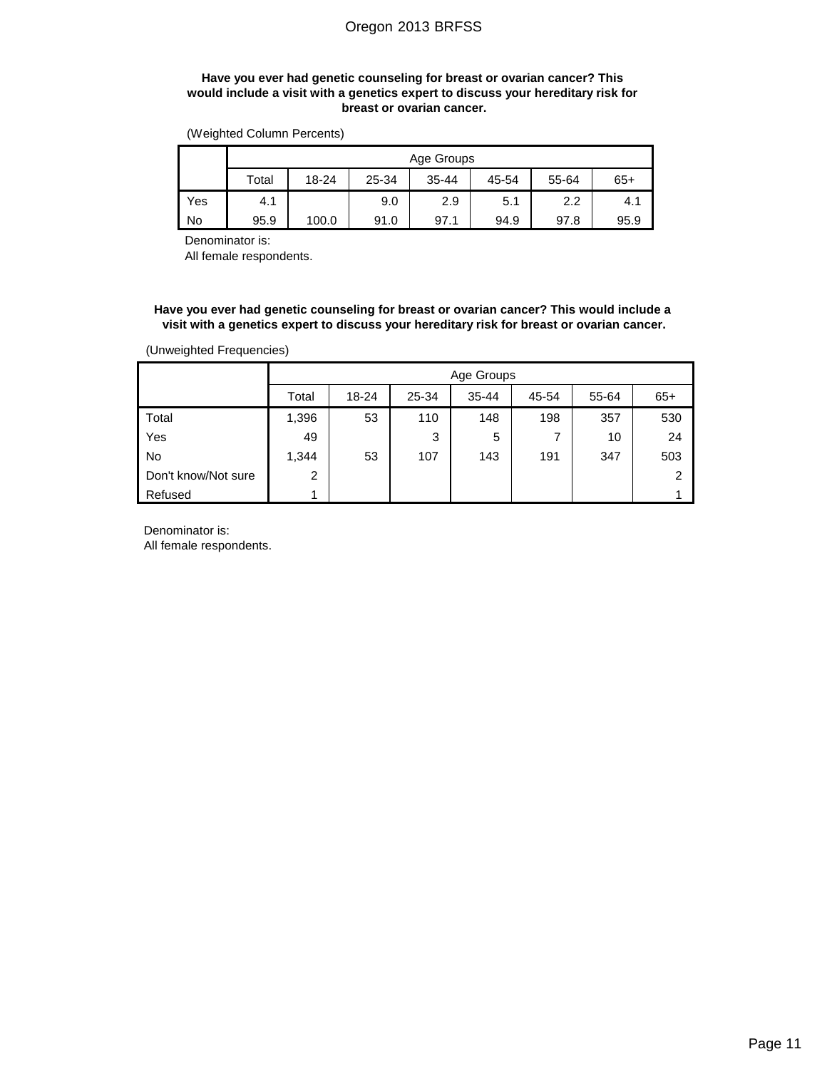**Have you ever had genetic counseling for breast or ovarian cancer? This would include a visit with a genetics expert to discuss your hereditary risk for breast or ovarian cancer.**

(Weighted Column Percents)

| | Age Groups | | | | | | |
|---|---|---|---|---|---|---|---|
| | Total | 18-24 | 25-34 | 35-44 | 45-54 | 55-64 | 65+ |
| Yes | 4.1 | | 9.0 | 2.9 | 5.1 | 2.2 | 4.1 |
| No | 95.9 | 100.0 | 91.0 | 97.1 | 94.9 | 97.8 | 95.9 |

Denominator is:
All female respondents.

**Have you ever had genetic counseling for breast or ovarian cancer? This would include a visit with a genetics expert to discuss your hereditary risk for breast or ovarian cancer.**

(Unweighted Frequencies)

| | Age Groups | | | | | | |
|---|---|---|---|---|---|---|---|
| | Total | 18-24 | 25-34 | 35-44 | 45-54 | 55-64 | 65+ |
| Total | 1,396 | 53 | 110 | 148 | 198 | 357 | 530 |
| Yes | 49 | | 3 | 5 | 7 | 10 | 24 |
| No | 1,344 | 53 | 107 | 143 | 191 | 347 | 503 |
| Don't know/Not sure | 2 | | | | | | 2 |
| Refused | 1 | | | | | | 1 |

Denominator is:
All female respondents.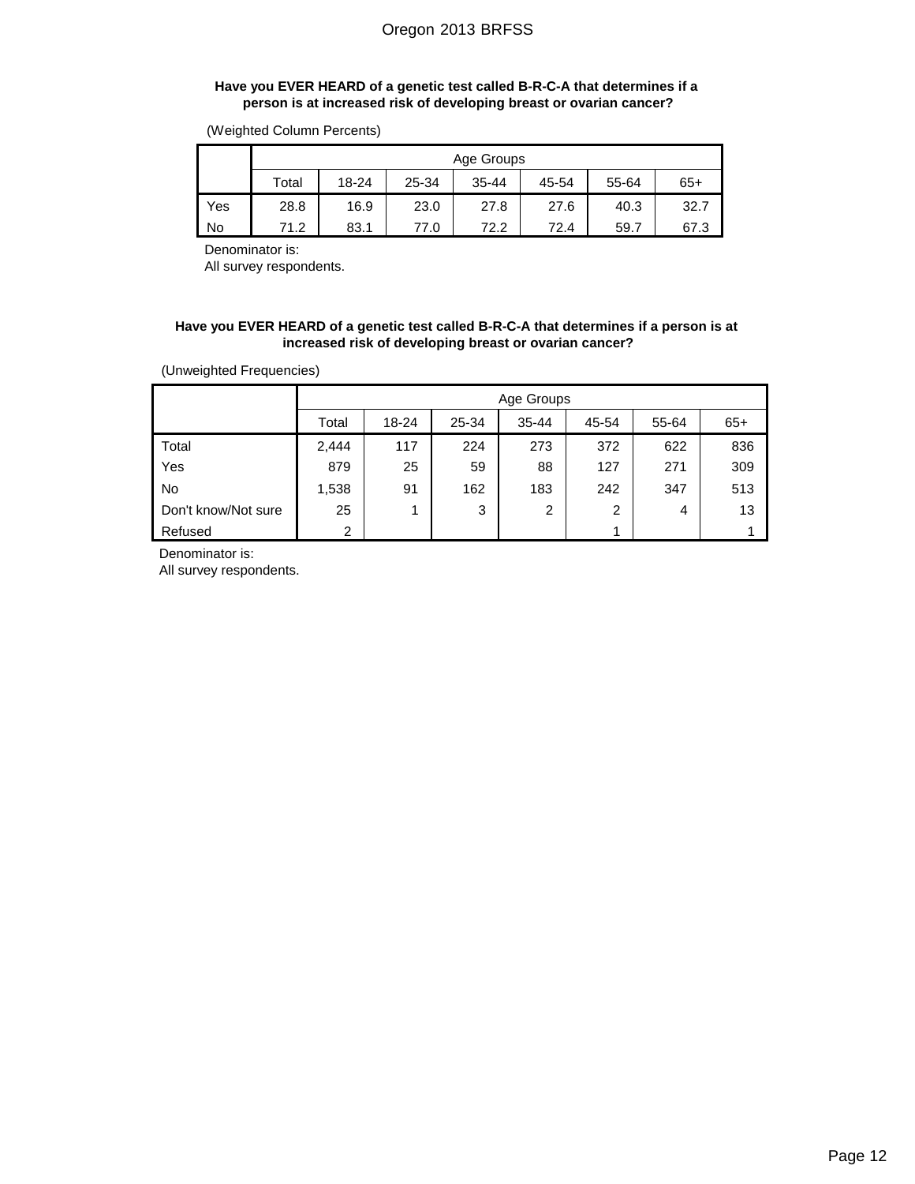### Have you EVER HEARD of a genetic test called B-R-C-A that determines if a person is at increased risk of developing breast or ovarian cancer?

(Weighted Column Percents)

| | Age Groups | | | | | | |
|---|---|---|---|---|---|---|---|
| | Total | 18-24 | 25-34 | 35-44 | 45-54 | 55-64 | 65+ |
| Yes | 28.8 | 16.9 | 23.0 | 27.8 | 27.6 | 40.3 | 32.7 |
| No | 71.2 | 83.1 | 77.0 | 72.2 | 72.4 | 59.7 | 67.3 |

Denominator is:
All survey respondents.

### Have you EVER HEARD of a genetic test called B-R-C-A that determines if a person is at increased risk of developing breast or ovarian cancer?

(Unweighted Frequencies)

| | Age Groups | | | | | | |
|---|---|---|---|---|---|---|---|
| | Total | 18-24 | 25-34 | 35-44 | 45-54 | 55-64 | 65+ |
| Total | 2,444 | 117 | 224 | 273 | 372 | 622 | 836 |
| Yes | 879 | 25 | 59 | 88 | 127 | 271 | 309 |
| No | 1,538 | 91 | 162 | 183 | 242 | 347 | 513 |
| Don't know/Not sure | 25 | 1 | 3 | 2 | 2 | 4 | 13 |
| Refused | 2 | | | | 1 | | 1 |

Denominator is:
All survey respondents.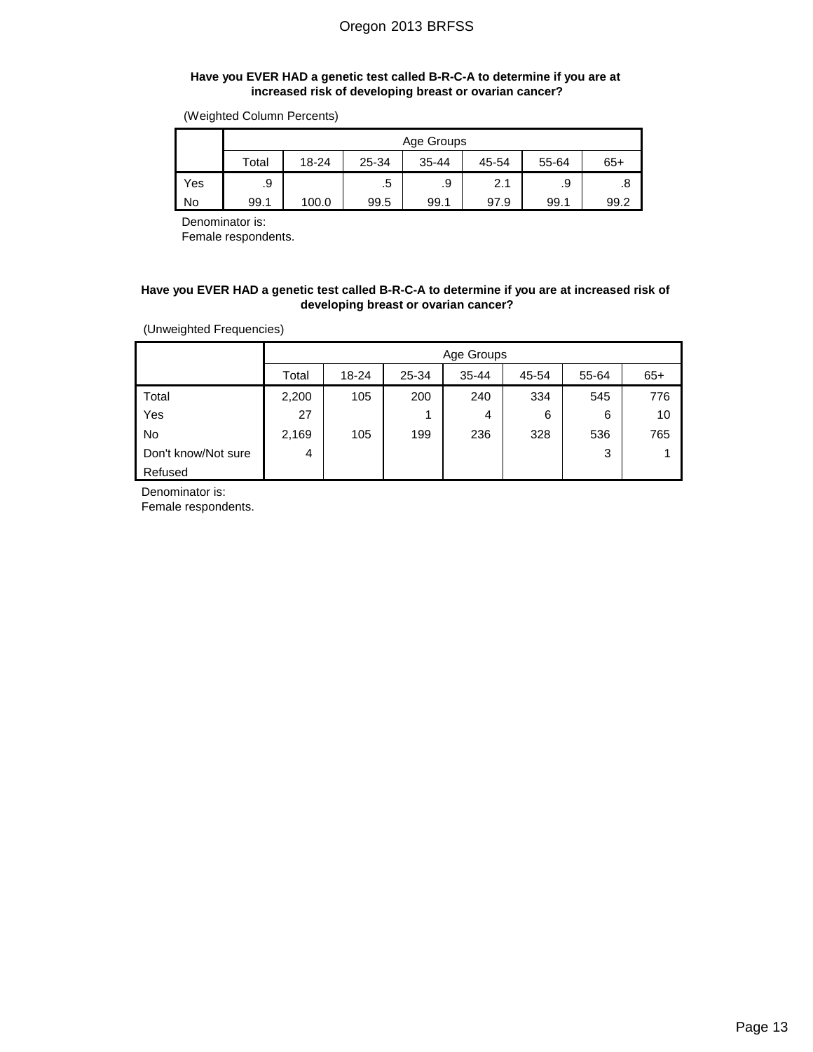**Have you EVER HAD a genetic test called B-R-C-A to determine if you are at increased risk of developing breast or ovarian cancer?**

(Weighted Column Percents)

| | Age Groups | | | | | | |
|---|---|---|---|---|---|---|---|
| | Total | 18-24 | 25-34 | 35-44 | 45-54 | 55-64 | 65+ |
| Yes | .9 | | .5 | .9 | 2.1 | .9 | .8 |
| No | 99.1 | 100.0 | 99.5 | 99.1 | 97.9 | 99.1 | 99.2 |

Denominator is:
Female respondents.

**Have you EVER HAD a genetic test called B-R-C-A to determine if you are at increased risk of developing breast or ovarian cancer?**

(Unweighted Frequencies)

| | Age Groups | | | | | | |
|---|---|---|---|---|---|---|---|
| | Total | 18-24 | 25-34 | 35-44 | 45-54 | 55-64 | 65+ |
| Total | 2,200 | 105 | 200 | 240 | 334 | 545 | 776 |
| Yes | 27 | | 1 | 4 | 6 | 6 | 10 |
| No | 2,169 | 105 | 199 | 236 | 328 | 536 | 765 |
| Don't know/Not sure | 4 | | | | | 3 | 1 |
| Refused | | | | | | | |

Denominator is:
Female respondents.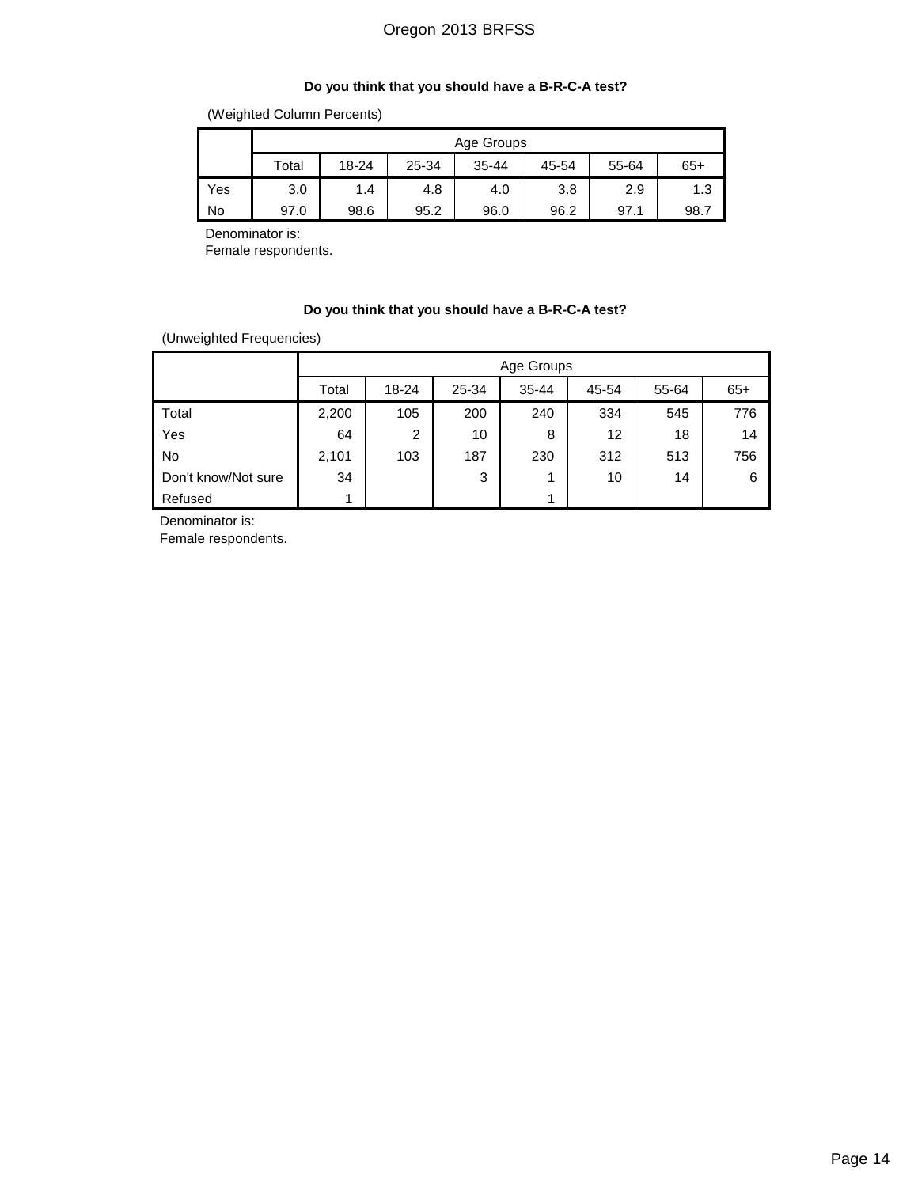### Do you think that you should have a B-R-C-A test?

(Weighted Column Percents)

| | Age Groups | | | | | | |
|---|---|---|---|---|---|---|---|
| | Total | 18-24 | 25-34 | 35-44 | 45-54 | 55-64 | 65+ |
| Yes | 3.0 | 1.4 | 4.8 | 4.0 | 3.8 | 2.9 | 1.3 |
| No | 97.0 | 98.6 | 95.2 | 96.0 | 96.2 | 97.1 | 98.7 |

Denominator is:
Female respondents.

### Do you think that you should have a B-R-C-A test?

(Unweighted Frequencies)

| | Age Groups | | | | | | |
|---|---|---|---|---|---|---|---|
| | Total | 18-24 | 25-34 | 35-44 | 45-54 | 55-64 | 65+ |
| Total | 2,200 | 105 | 200 | 240 | 334 | 545 | 776 |
| Yes | 64 | 2 | 10 | 8 | 12 | 18 | 14 |
| No | 2,101 | 103 | 187 | 230 | 312 | 513 | 756 |
| Don't know/Not sure | 34 | | 3 | 1 | 10 | 14 | 6 |
| Refused | 1 | | | 1 | | | |

Denominator is:
Female respondents.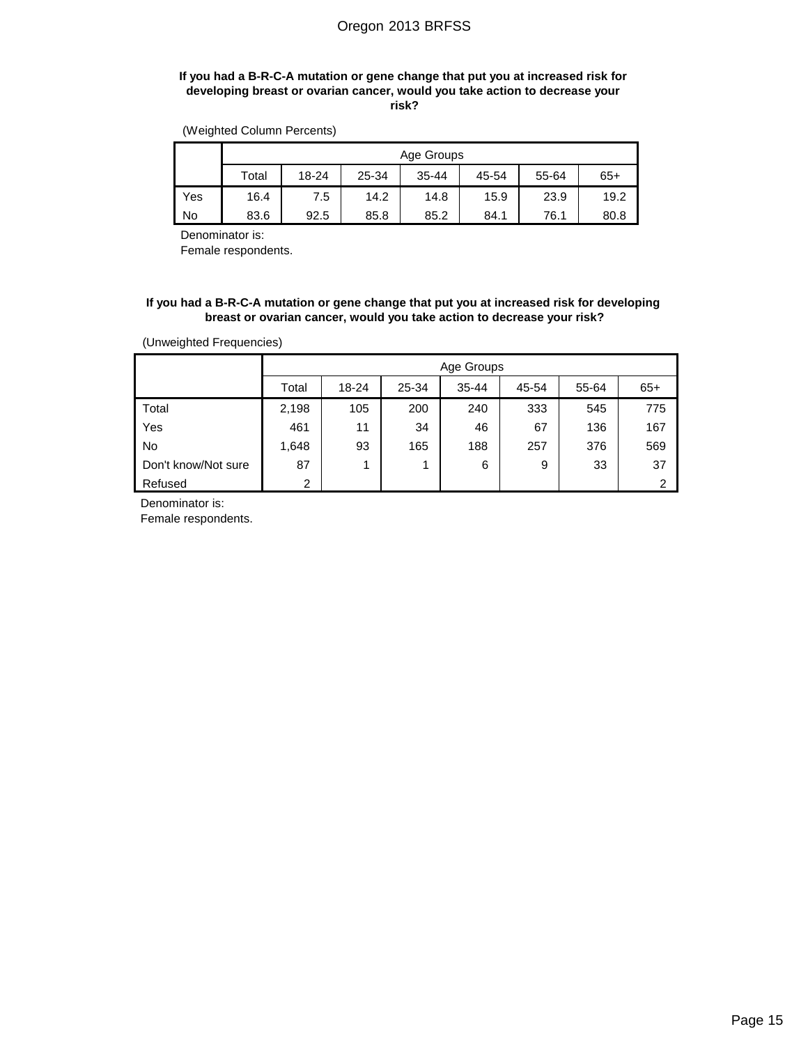**If you had a B-R-C-A mutation or gene change that put you at increased risk for developing breast or ovarian cancer, would you take action to decrease your risk?**

(Weighted Column Percents)

| | Age Groups | | | | | | |
|---|---|---|---|---|---|---|---|
| | Total | 18-24 | 25-34 | 35-44 | 45-54 | 55-64 | 65+ |
| Yes | 16.4 | 7.5 | 14.2 | 14.8 | 15.9 | 23.9 | 19.2 |
| No | 83.6 | 92.5 | 85.8 | 85.2 | 84.1 | 76.1 | 80.8 |

Denominator is:
Female respondents.

**If you had a B-R-C-A mutation or gene change that put you at increased risk for developing breast or ovarian cancer, would you take action to decrease your risk?**

(Unweighted Frequencies)

| | Age Groups | | | | | | |
|---|---|---|---|---|---|---|---|
| | Total | 18-24 | 25-34 | 35-44 | 45-54 | 55-64 | 65+ |
| Total | 2,198 | 105 | 200 | 240 | 333 | 545 | 775 |
| Yes | 461 | 11 | 34 | 46 | 67 | 136 | 167 |
| No | 1,648 | 93 | 165 | 188 | 257 | 376 | 569 |
| Don't know/Not sure | 87 | 1 | 1 | 6 | 9 | 33 | 37 |
| Refused | 2 | | | | | | 2 |

Denominator is:
Female respondents.